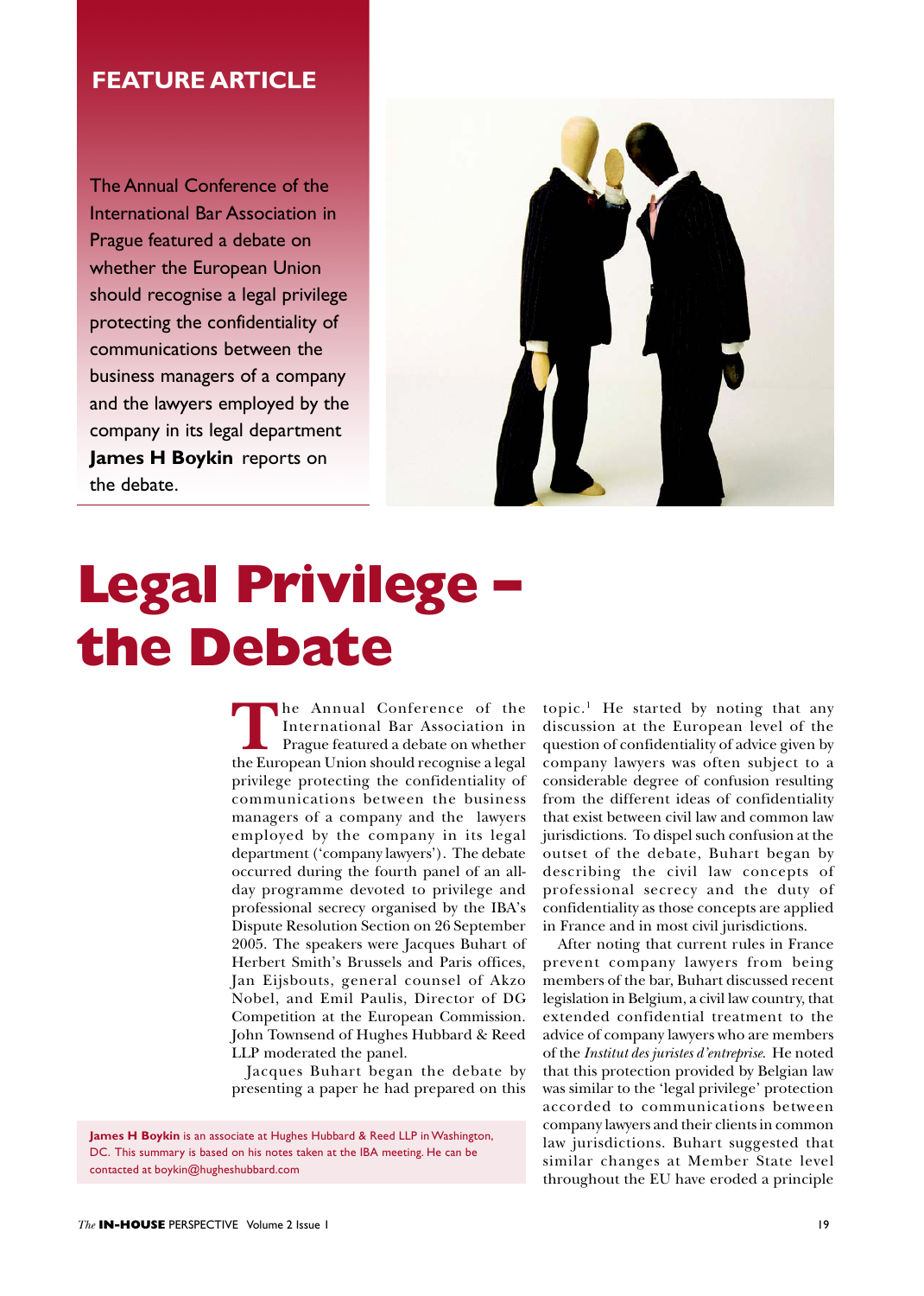FEATURE ARTICLE

The Annual Conference of the International Bar Association in Prague featured a debate on whether the European Union should recognise a legal privilege protecting the confidentiality of communications between the business managers of a company and the lawyers employed by the company in its legal department **James H Boykin** reports on the debate.

# Legal Privilege – the Debate

The Annual Conference of the International Bar Association in Prague featured a debate on whether the European Union should recognise a legal privilege protecting the confidentiality of communications between the business managers of a company and the lawyers employed by the company in its legal department ('company lawyers'). The debate occurred during the fourth panel of an all-day programme devoted to privilege and professional secrecy organised by the IBA's Dispute Resolution Section on 26 September 2005. The speakers were Jacques Buhart of Herbert Smith's Brussels and Paris offices, Jan Eijsbouts, general counsel of Akzo Nobel, and Emil Paulis, Director of DG Competition at the European Commission. John Townsend of Hughes Hubbard & Reed LLP moderated the panel.

Jacques Buhart began the debate by presenting a paper he had prepared on this topic.[1] He started by noting that any discussion at the European level of the question of confidentiality of advice given by company lawyers was often subject to a considerable degree of confusion resulting from the different ideas of confidentiality that exist between civil law and common law jurisdictions. To dispel such confusion at the outset of the debate, Buhart began by describing the civil law concepts of professional secrecy and the duty of confidentiality as those concepts are applied in France and in most civil jurisdictions.

After noting that current rules in France prevent company lawyers from being members of the bar, Buhart discussed recent legislation in Belgium, a civil law country, that extended confidential treatment to the advice of company lawyers who are members of the *Institut des juristes d'entreprise*. He noted that this protection provided by Belgian law was similar to the 'legal privilege' protection accorded to communications between company lawyers and their clients in common law jurisdictions. Buhart suggested that similar changes at Member State level throughout the EU have eroded a principle

**James H Boykin** is an associate at Hughes Hubbard & Reed LLP in Washington, DC. This summary is based on his notes taken at the IBA meeting. He can be contacted at boykin@hugheshubbard.com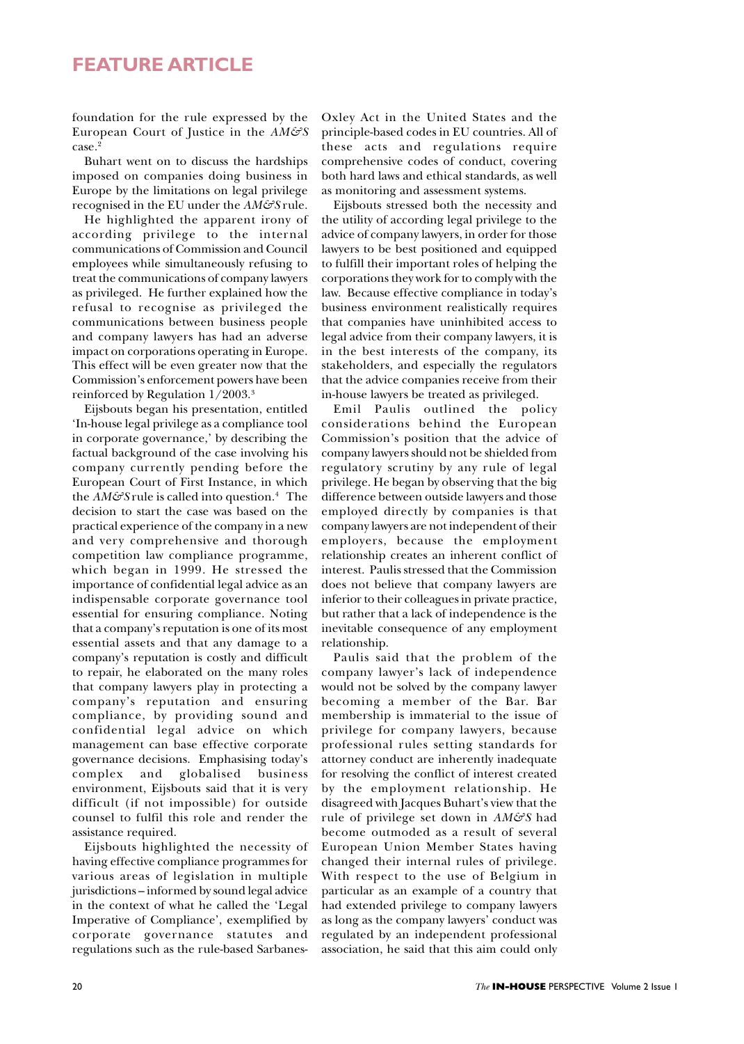# FEATURE ARTICLE

foundation for the rule expressed by the European Court of Justice in the *AM&S* case.[2]

Buhart went on to discuss the hardships imposed on companies doing business in Europe by the limitations on legal privilege recognised in the EU under the *AM&S* rule.

He highlighted the apparent irony of according privilege to the internal communications of Commission and Council employees while simultaneously refusing to treat the communications of company lawyers as privileged. He further explained how the refusal to recognise as privileged the communications between business people and company lawyers has had an adverse impact on corporations operating in Europe. This effect will be even greater now that the Commission's enforcement powers have been reinforced by Regulation 1/2003.[3]

Eijsbouts began his presentation, entitled 'In-house legal privilege as a compliance tool in corporate governance,' by describing the factual background of the case involving his company currently pending before the European Court of First Instance, in which the *AM&S* rule is called into question.[4] The decision to start the case was based on the practical experience of the company in a new and very comprehensive and thorough competition law compliance programme, which began in 1999. He stressed the importance of confidential legal advice as an indispensable corporate governance tool essential for ensuring compliance. Noting that a company's reputation is one of its most essential assets and that any damage to a company's reputation is costly and difficult to repair, he elaborated on the many roles that company lawyers play in protecting a company's reputation and ensuring compliance, by providing sound and confidential legal advice on which management can base effective corporate governance decisions. Emphasising today's complex and globalised business environment, Eijsbouts said that it is very difficult (if not impossible) for outside counsel to fulfil this role and render the assistance required.

Eijsbouts highlighted the necessity of having effective compliance programmes for various areas of legislation in multiple jurisdictions – informed by sound legal advice in the context of what he called the 'Legal Imperative of Compliance', exemplified by corporate governance statutes and regulations such as the rule-based Sarbanes-Oxley Act in the United States and the principle-based codes in EU countries. All of these acts and regulations require comprehensive codes of conduct, covering both hard laws and ethical standards, as well as monitoring and assessment systems.

Eijsbouts stressed both the necessity and the utility of according legal privilege to the advice of company lawyers, in order for those lawyers to be best positioned and equipped to fulfill their important roles of helping the corporations they work for to comply with the law. Because effective compliance in today's business environment realistically requires that companies have uninhibited access to legal advice from their company lawyers, it is in the best interests of the company, its stakeholders, and especially the regulators that the advice companies receive from their in-house lawyers be treated as privileged.

Emil Paulis outlined the policy considerations behind the European Commission's position that the advice of company lawyers should not be shielded from regulatory scrutiny by any rule of legal privilege. He began by observing that the big difference between outside lawyers and those employed directly by companies is that company lawyers are not independent of their employers, because the employment relationship creates an inherent conflict of interest. Paulis stressed that the Commission does not believe that company lawyers are inferior to their colleagues in private practice, but rather that a lack of independence is the inevitable consequence of any employment relationship.

Paulis said that the problem of the company lawyer's lack of independence would not be solved by the company lawyer becoming a member of the Bar. Bar membership is immaterial to the issue of privilege for company lawyers, because professional rules setting standards for attorney conduct are inherently inadequate for resolving the conflict of interest created by the employment relationship. He disagreed with Jacques Buhart's view that the rule of privilege set down in *AM&S* had become outmoded as a result of several European Union Member States having changed their internal rules of privilege. With respect to the use of Belgium in particular as an example of a country that had extended privilege to company lawyers as long as the company lawyers' conduct was regulated by an independent professional association, he said that this aim could only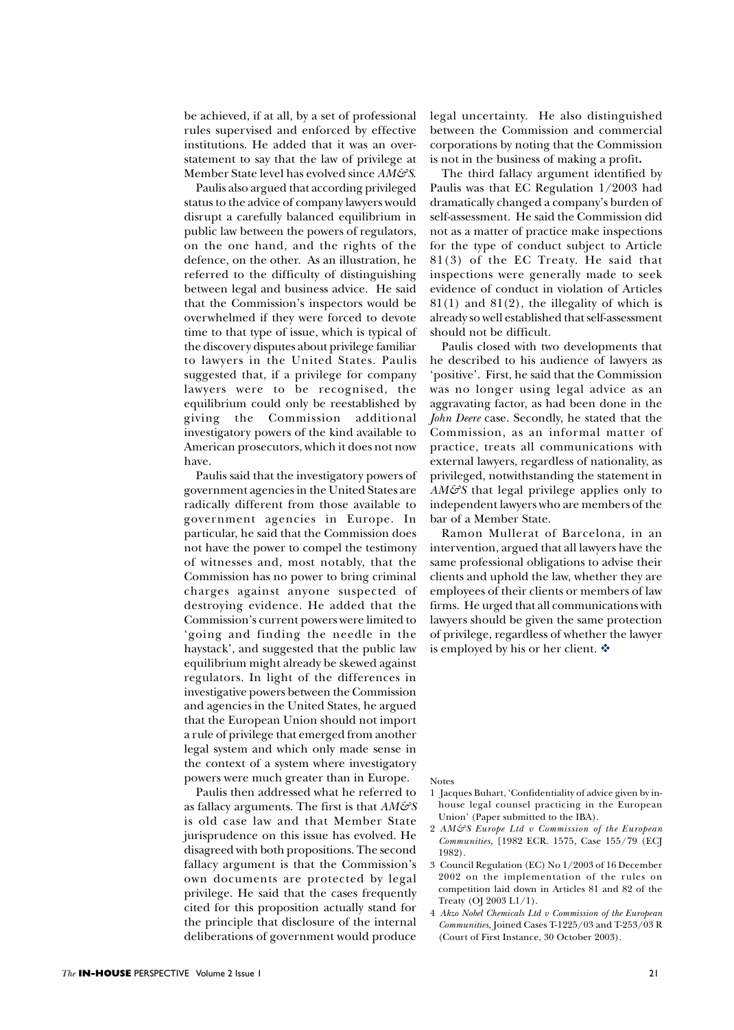be achieved, if at all, by a set of professional rules supervised and enforced by effective institutions. He added that it was an overstatement to say that the law of privilege at Member State level has evolved since *AM&S*.

Paulis also argued that according privileged status to the advice of company lawyers would disrupt a carefully balanced equilibrium in public law between the powers of regulators, on the one hand, and the rights of the defence, on the other. As an illustration, he referred to the difficulty of distinguishing between legal and business advice. He said that the Commission's inspectors would be overwhelmed if they were forced to devote time to that type of issue, which is typical of the discovery disputes about privilege familiar to lawyers in the United States. Paulis suggested that, if a privilege for company lawyers were to be recognised, the equilibrium could only be reestablished by giving the Commission additional investigatory powers of the kind available to American prosecutors, which it does not now have.

Paulis said that the investigatory powers of government agencies in the United States are radically different from those available to government agencies in Europe. In particular, he said that the Commission does not have the power to compel the testimony of witnesses and, most notably, that the Commission has no power to bring criminal charges against anyone suspected of destroying evidence. He added that the Commission's current powers were limited to 'going and finding the needle in the haystack', and suggested that the public law equilibrium might already be skewed against regulators. In light of the differences in investigative powers between the Commission and agencies in the United States, he argued that the European Union should not import a rule of privilege that emerged from another legal system and which only made sense in the context of a system where investigatory powers were much greater than in Europe.

Paulis then addressed what he referred to as fallacy arguments. The first is that *AM&S* is old case law and that Member State jurisprudence on this issue has evolved. He disagreed with both propositions. The second fallacy argument is that the Commission's own documents are protected by legal privilege. He said that the cases frequently cited for this proposition actually stand for the principle that disclosure of the internal deliberations of government would produce legal uncertainty. He also distinguished between the Commission and commercial corporations by noting that the Commission is not in the business of making a profit**.**

The third fallacy argument identified by Paulis was that EC Regulation 1/2003 had dramatically changed a company's burden of self-assessment. He said the Commission did not as a matter of practice make inspections for the type of conduct subject to Article 81(3) of the EC Treaty. He said that inspections were generally made to seek evidence of conduct in violation of Articles 81(1) and 81(2), the illegality of which is already so well established that self-assessment should not be difficult.

Paulis closed with two developments that he described to his audience of lawyers as 'positive'. First, he said that the Commission was no longer using legal advice as an aggravating factor, as had been done in the *John Deere* case. Secondly, he stated that the Commission, as an informal matter of practice, treats all communications with external lawyers, regardless of nationality, as privileged, notwithstanding the statement in *AM&S* that legal privilege applies only to independent lawyers who are members of the bar of a Member State.

Ramon Mullerat of Barcelona, in an intervention, argued that all lawyers have the same professional obligations to advise their clients and uphold the law, whether they are employees of their clients or members of law firms. He urged that all communications with lawyers should be given the same protection of privilege, regardless of whether the lawyer is employed by his or her client. ❖

Notes

1 Jacques Buhart, 'Confidentiality of advice given by in-house legal counsel practicing in the European Union' (Paper submitted to the IBA).

2 *AM&S Europe Ltd v Commission of the European Communities*, [1982 ECR. 1575, Case 155/79 (ECJ 1982).

3 Council Regulation (EC) No 1/2003 of 16 December 2002 on the implementation of the rules on competition laid down in Articles 81 and 82 of the Treaty (OJ 2003 L1/1).

4 *Akzo Nobel Chemicals Ltd v Commission of the European Communities*, Joined Cases T-1225/03 and T-253/03 R (Court of First Instance, 30 October 2003).